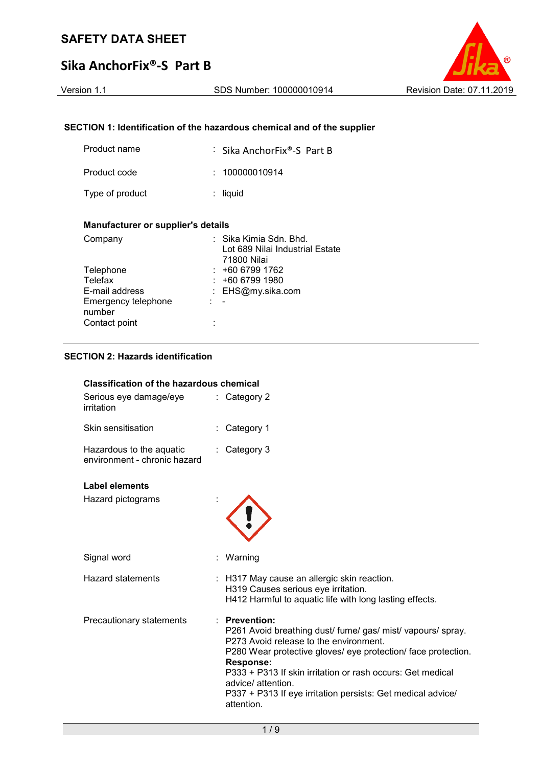# SAFETY DATA SHEET

## Sika AnchorFix®-S Part B

Version 1.1 | SDS Number: 100000010914 | Revision Date: 07.11.2019

### SECTION 1: Identification of the hazardous chemical and of the supplier

| | | |
|---|---|---|
| Product name | : | Sika AnchorFix®-S Part B |
| Product code | : | 100000010914 |
| Type of product | : | liquid |

**Manufacturer or supplier's details**

| | | |
|---|---|---|
| Company | : | Sika Kimia Sdn. Bhd.<br>Lot 689 Nilai Industrial Estate<br>71800 Nilai |
| Telephone | : | +60 6799 1762 |
| Telefax | : | +60 6799 1980 |
| E-mail address | : | EHS@my.sika.com |
| Emergency telephone number | : | - |
| Contact point | : | |

### SECTION 2: Hazards identification

**Classification of the hazardous chemical**

| | | |
|---|---|---|
| Serious eye damage/eye irritation | : | Category 2 |
| Skin sensitisation | : | Category 1 |
| Hazardous to the aquatic environment - chronic hazard | : | Category 3 |

**Label elements**

Hazard pictograms :

Signal word : Warning

Hazard statements :
H317 May cause an allergic skin reaction.
H319 Causes serious eye irritation.
H412 Harmful to aquatic life with long lasting effects.

Precautionary statements :

**Prevention:**
P261 Avoid breathing dust/ fume/ gas/ mist/ vapours/ spray.
P273 Avoid release to the environment.
P280 Wear protective gloves/ eye protection/ face protection.

**Response:**
P333 + P313 If skin irritation or rash occurs: Get medical advice/ attention.
P337 + P313 If eye irritation persists: Get medical advice/ attention.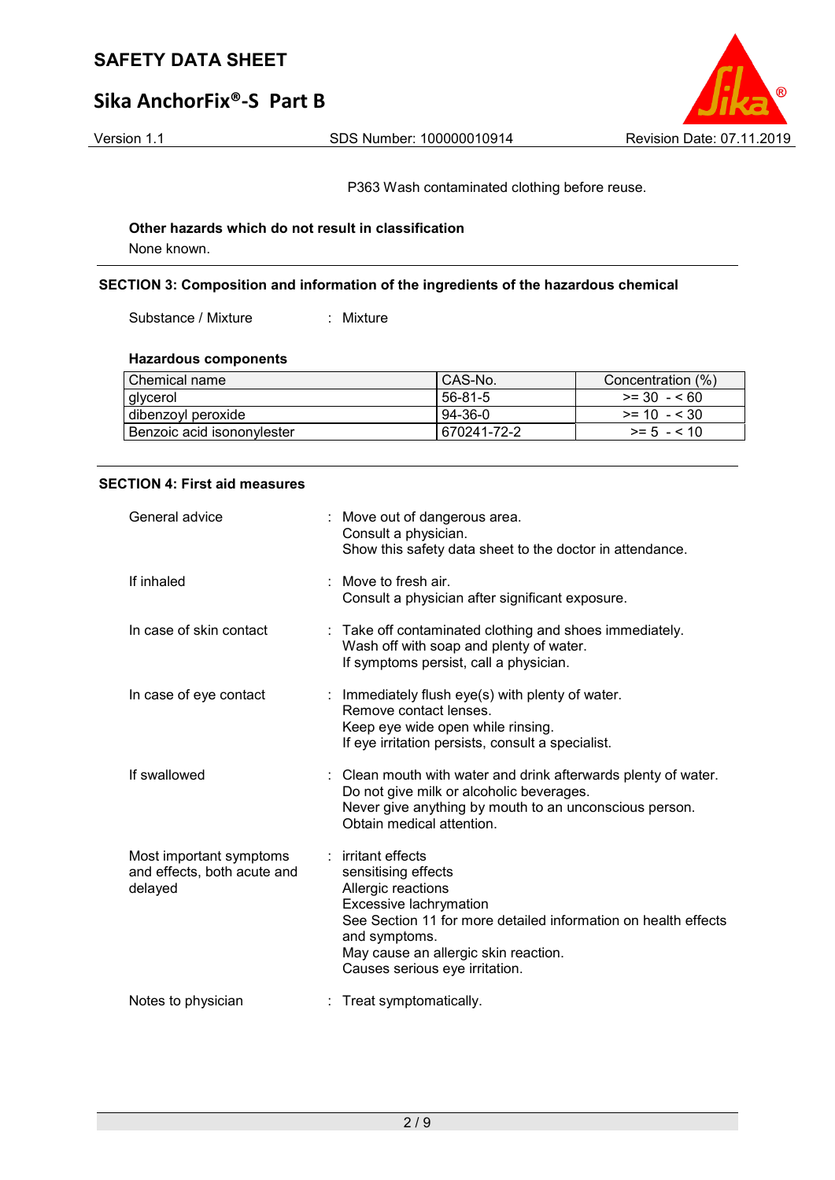P363 Wash contaminated clothing before reuse.

**Other hazards which do not result in classification**

None known.

## SECTION 3: Composition and information of the ingredients of the hazardous chemical

Substance / Mixture : Mixture

**Hazardous components**

| Chemical name | CAS-No. | Concentration (%) |
|---|---|---|
| glycerol | 56-81-5 | >= 30 - < 60 |
| dibenzoyl peroxide | 94-36-0 | >= 10 - < 30 |
| Benzoic acid isononylester | 670241-72-2 | >= 5 - < 10 |

## SECTION 4: First aid measures

General advice : Move out of dangerous area.
Consult a physician.
Show this safety data sheet to the doctor in attendance.

If inhaled : Move to fresh air.
Consult a physician after significant exposure.

In case of skin contact : Take off contaminated clothing and shoes immediately.
Wash off with soap and plenty of water.
If symptoms persist, call a physician.

In case of eye contact : Immediately flush eye(s) with plenty of water.
Remove contact lenses.
Keep eye wide open while rinsing.
If eye irritation persists, consult a specialist.

If swallowed : Clean mouth with water and drink afterwards plenty of water.
Do not give milk or alcoholic beverages.
Never give anything by mouth to an unconscious person.
Obtain medical attention.

Most important symptoms and effects, both acute and delayed : irritant effects
sensitising effects
Allergic reactions
Excessive lachrymation
See Section 11 for more detailed information on health effects and symptoms.
May cause an allergic skin reaction.
Causes serious eye irritation.

Notes to physician : Treat symptomatically.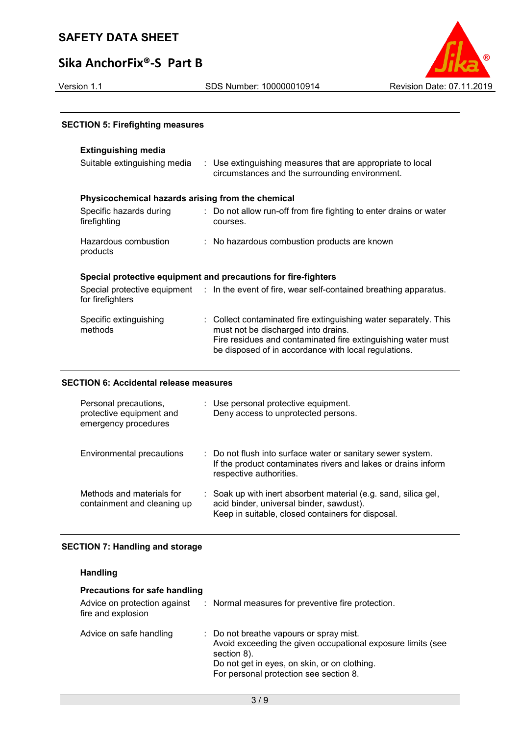## SECTION 5: Firefighting measures

### Extinguishing media

Suitable extinguishing media : Use extinguishing measures that are appropriate to local circumstances and the surrounding environment.

### Physicochemical hazards arising from the chemical

Specific hazards during firefighting : Do not allow run-off from fire fighting to enter drains or water courses.

Hazardous combustion products : No hazardous combustion products are known

### Special protective equipment and precautions for fire-fighters

Special protective equipment for firefighters : In the event of fire, wear self-contained breathing apparatus.

Specific extinguishing methods : Collect contaminated fire extinguishing water separately. This must not be discharged into drains.
Fire residues and contaminated fire extinguishing water must be disposed of in accordance with local regulations.

## SECTION 6: Accidental release measures

Personal precautions, protective equipment and emergency procedures : Use personal protective equipment.
Deny access to unprotected persons.

Environmental precautions : Do not flush into surface water or sanitary sewer system.
If the product contaminates rivers and lakes or drains inform respective authorities.

Methods and materials for containment and cleaning up : Soak up with inert absorbent material (e.g. sand, silica gel, acid binder, universal binder, sawdust).
Keep in suitable, closed containers for disposal.

## SECTION 7: Handling and storage

### Handling

### Precautions for safe handling

Advice on protection against fire and explosion : Normal measures for preventive fire protection.

Advice on safe handling : Do not breathe vapours or spray mist.
Avoid exceeding the given occupational exposure limits (see section 8).
Do not get in eyes, on skin, or on clothing.
For personal protection see section 8.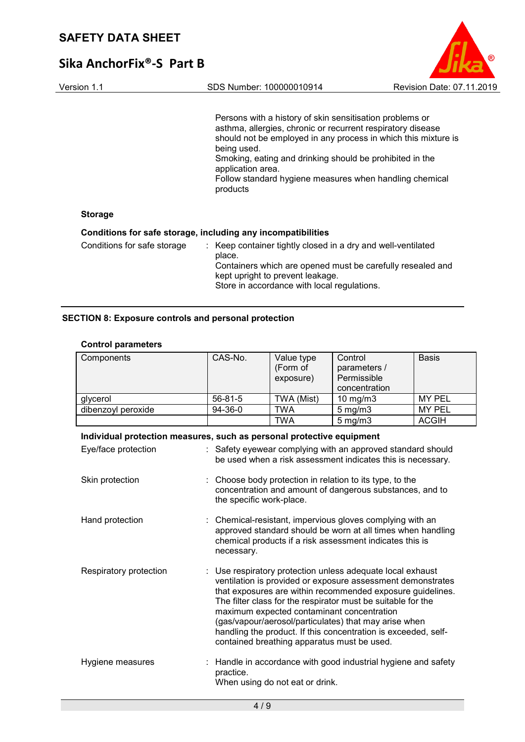Persons with a history of skin sensitisation problems or asthma, allergies, chronic or recurrent respiratory disease should not be employed in any process in which this mixture is being used.
Smoking, eating and drinking should be prohibited in the application area.
Follow standard hygiene measures when handling chemical products

**Storage**

**Conditions for safe storage, including any incompatibilities**

Conditions for safe storage : Keep container tightly closed in a dry and well-ventilated place.
Containers which are opened must be carefully resealed and kept upright to prevent leakage.
Store in accordance with local regulations.

## SECTION 8: Exposure controls and personal protection

**Control parameters**

| Components | CAS-No. | Value type (Form of exposure) | Control parameters / Permissible concentration | Basis |
|---|---|---|---|---|
| glycerol | 56-81-5 | TWA (Mist) | 10 mg/m3 | MY PEL |
| dibenzoyl peroxide | 94-36-0 | TWA | 5 mg/m3 | MY PEL |
| | | TWA | 5 mg/m3 | ACGIH |

**Individual protection measures, such as personal protective equipment**

Eye/face protection : Safety eyewear complying with an approved standard should be used when a risk assessment indicates this is necessary.

Skin protection : Choose body protection in relation to its type, to the concentration and amount of dangerous substances, and to the specific work-place.

Hand protection : Chemical-resistant, impervious gloves complying with an approved standard should be worn at all times when handling chemical products if a risk assessment indicates this is necessary.

Respiratory protection : Use respiratory protection unless adequate local exhaust ventilation is provided or exposure assessment demonstrates that exposures are within recommended exposure guidelines.
The filter class for the respirator must be suitable for the maximum expected contaminant concentration (gas/vapour/aerosol/particulates) that may arise when handling the product. If this concentration is exceeded, self-contained breathing apparatus must be used.

Hygiene measures : Handle in accordance with good industrial hygiene and safety practice.
When using do not eat or drink.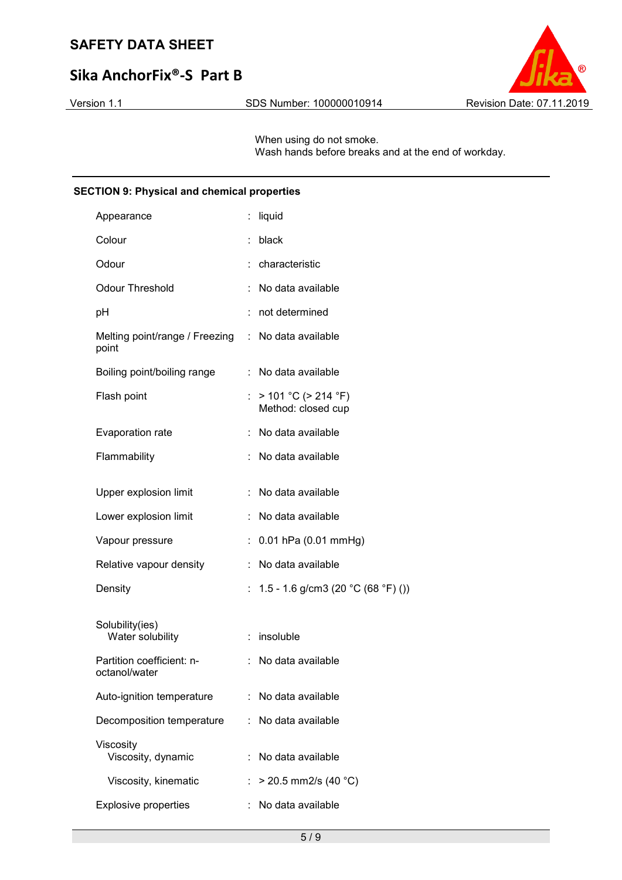When using do not smoke.
Wash hands before breaks and at the end of workday.

## SECTION 9: Physical and chemical properties

| Property | | Value |
|---|---|---|
| Appearance | : | liquid |
| Colour | : | black |
| Odour | : | characteristic |
| Odour Threshold | : | No data available |
| pH | : | not determined |
| Melting point/range / Freezing point | : | No data available |
| Boiling point/boiling range | : | No data available |
| Flash point | : | > 101 °C (> 214 °F)<br>Method: closed cup |
| Evaporation rate | : | No data available |
| Flammability | : | No data available |
| Upper explosion limit | : | No data available |
| Lower explosion limit | : | No data available |
| Vapour pressure | : | 0.01 hPa (0.01 mmHg) |
| Relative vapour density | : | No data available |
| Density | : | 1.5 - 1.6 g/cm3 (20 °C (68 °F) ()) |
| Solubility(ies)<br>Water solubility | : | insoluble |
| Partition coefficient: n-octanol/water | : | No data available |
| Auto-ignition temperature | : | No data available |
| Decomposition temperature | : | No data available |
| Viscosity<br>Viscosity, dynamic | : | No data available |
| Viscosity, kinematic | : | > 20.5 mm2/s (40 °C) |
| Explosive properties | : | No data available |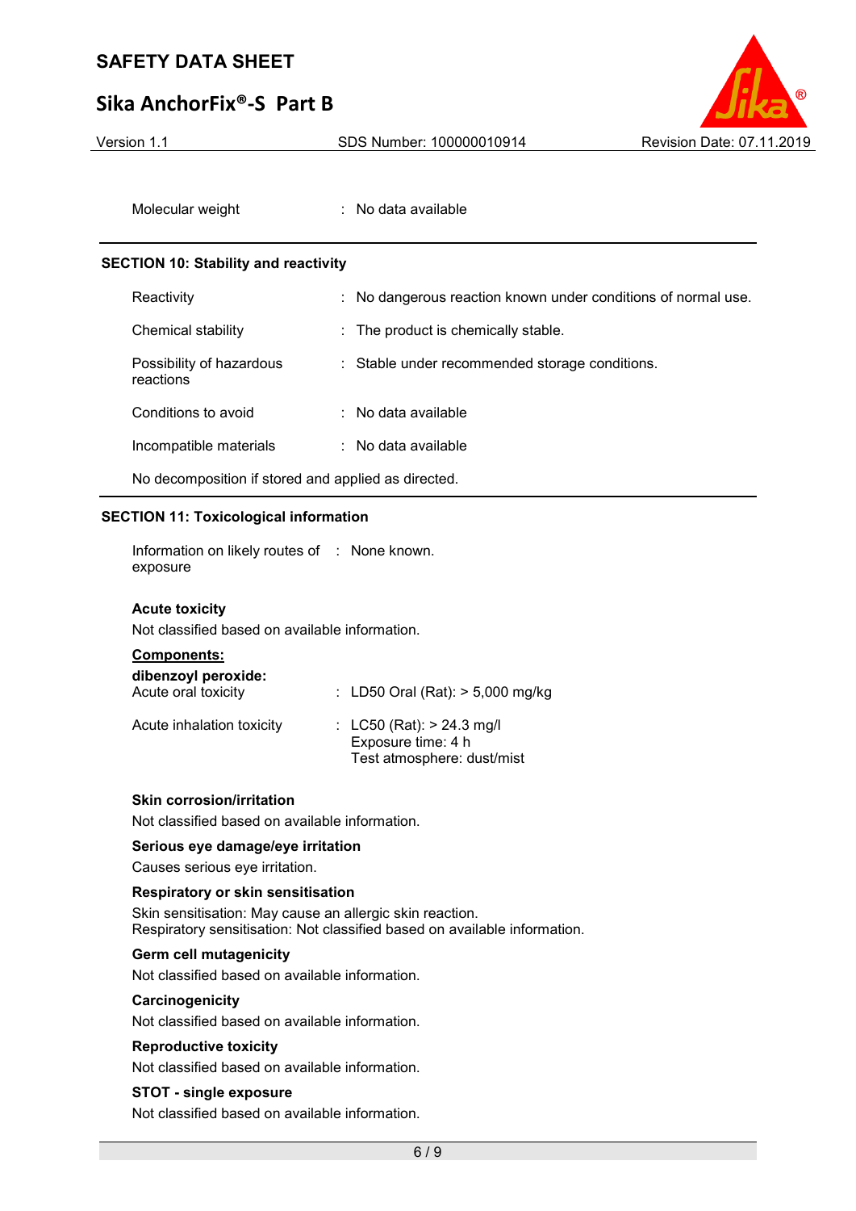| | | |
|---|---|---|
| Molecular weight | : | No data available |

## SECTION 10: Stability and reactivity

| | | |
|---|---|---|
| Reactivity | : | No dangerous reaction known under conditions of normal use. |
| Chemical stability | : | The product is chemically stable. |
| Possibility of hazardous reactions | : | Stable under recommended storage conditions. |
| Conditions to avoid | : | No data available |
| Incompatible materials | : | No data available |

No decomposition if stored and applied as directed.

## SECTION 11: Toxicological information

| | | |
|---|---|---|
| Information on likely routes of exposure | : | None known. |

**Acute toxicity**

Not classified based on available information.

**Components:**

**dibenzoyl peroxide:**

| | | |
|---|---|---|
| Acute oral toxicity | : | LD50 Oral (Rat): > 5,000 mg/kg |
| Acute inhalation toxicity | : | LC50 (Rat): > 24.3 mg/l<br>Exposure time: 4 h<br>Test atmosphere: dust/mist |

**Skin corrosion/irritation**

Not classified based on available information.

**Serious eye damage/eye irritation**

Causes serious eye irritation.

**Respiratory or skin sensitisation**

Skin sensitisation: May cause an allergic skin reaction.
Respiratory sensitisation: Not classified based on available information.

**Germ cell mutagenicity**

Not classified based on available information.

**Carcinogenicity**

Not classified based on available information.

**Reproductive toxicity**

Not classified based on available information.

**STOT - single exposure**

Not classified based on available information.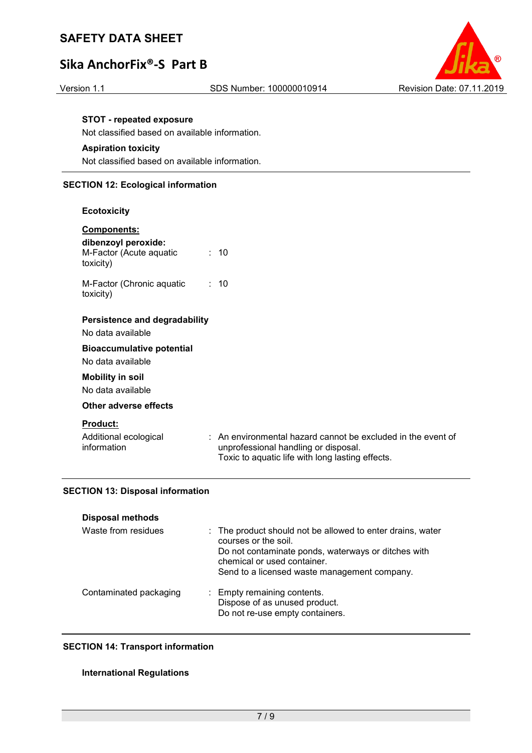**STOT - repeated exposure**

Not classified based on available information.

**Aspiration toxicity**

Not classified based on available information.

## SECTION 12: Ecological information

**Ecotoxicity**

**Components:**

**dibenzoyl peroxide:**

| | |
|---|---|
| M-Factor (Acute aquatic toxicity) | : 10 |
| M-Factor (Chronic aquatic toxicity) | : 10 |

**Persistence and degradability**

No data available

**Bioaccumulative potential**

No data available

**Mobility in soil**

No data available

**Other adverse effects**

**Product:**

| | |
|---|---|
| Additional ecological information | : An environmental hazard cannot be excluded in the event of unprofessional handling or disposal.<br>Toxic to aquatic life with long lasting effects. |

## SECTION 13: Disposal information

**Disposal methods**

| | |
|---|---|
| Waste from residues | : The product should not be allowed to enter drains, water courses or the soil.<br>Do not contaminate ponds, waterways or ditches with chemical or used container.<br>Send to a licensed waste management company. |
| Contaminated packaging | : Empty remaining contents.<br>Dispose of as unused product.<br>Do not re-use empty containers. |

## SECTION 14: Transport information

**International Regulations**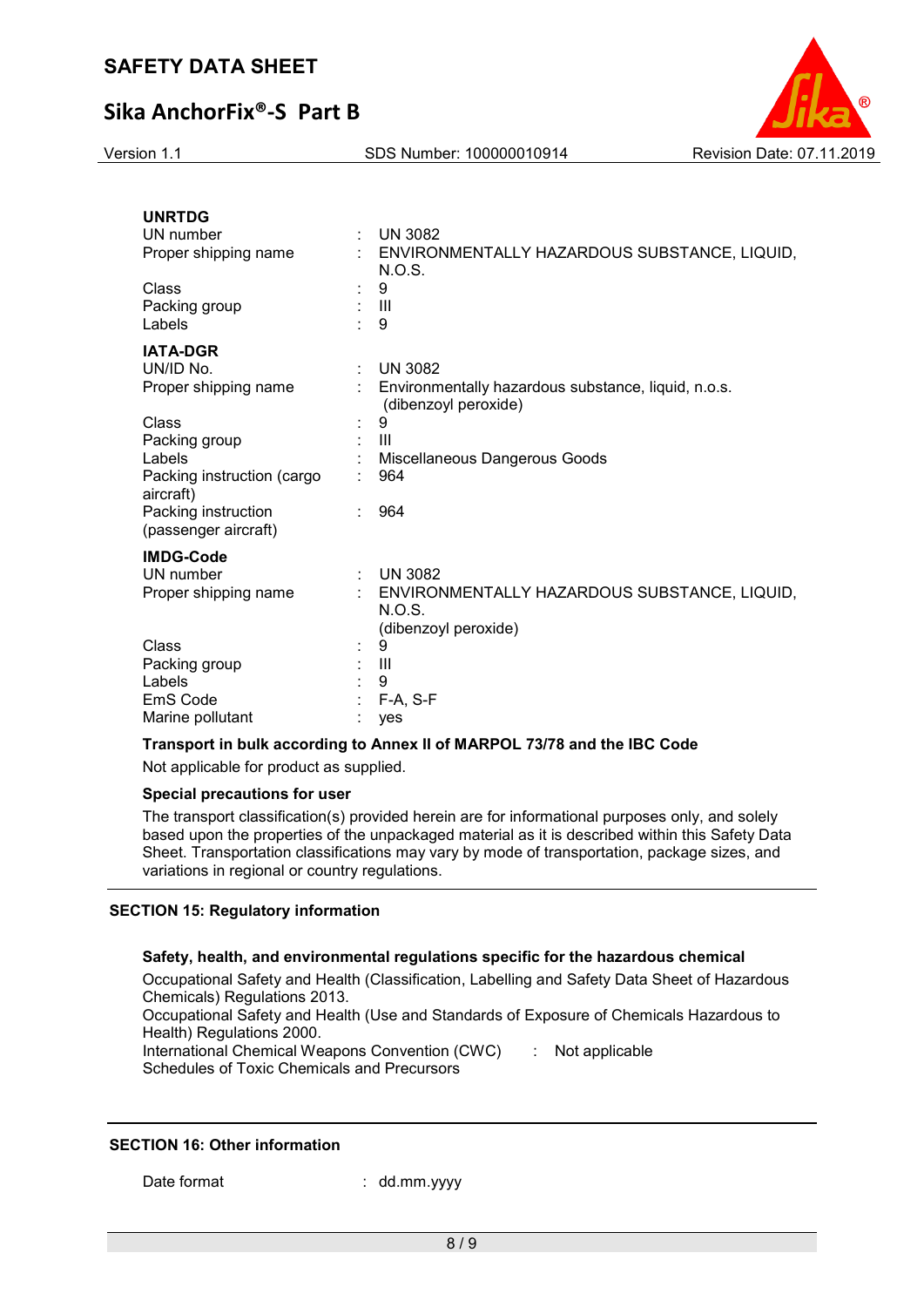**UNRTDG**

| | | |
|---|---|---|
| UN number | : | UN 3082 |
| Proper shipping name | : | ENVIRONMENTALLY HAZARDOUS SUBSTANCE, LIQUID, N.O.S. |
| Class | : | 9 |
| Packing group | : | III |
| Labels | : | 9 |

**IATA-DGR**

| | | |
|---|---|---|
| UN/ID No. | : | UN 3082 |
| Proper shipping name | : | Environmentally hazardous substance, liquid, n.o.s. (dibenzoyl peroxide) |
| Class | : | 9 |
| Packing group | : | III |
| Labels | : | Miscellaneous Dangerous Goods |
| Packing instruction (cargo aircraft) | : | 964 |
| Packing instruction (passenger aircraft) | : | 964 |

**IMDG-Code**

| | | |
|---|---|---|
| UN number | : | UN 3082 |
| Proper shipping name | : | ENVIRONMENTALLY HAZARDOUS SUBSTANCE, LIQUID, N.O.S. (dibenzoyl peroxide) |
| Class | : | 9 |
| Packing group | : | III |
| Labels | : | 9 |
| EmS Code | : | F-A, S-F |
| Marine pollutant | : | yes |

**Transport in bulk according to Annex II of MARPOL 73/78 and the IBC Code**

Not applicable for product as supplied.

**Special precautions for user**

The transport classification(s) provided herein are for informational purposes only, and solely based upon the properties of the unpackaged material as it is described within this Safety Data Sheet. Transportation classifications may vary by mode of transportation, package sizes, and variations in regional or country regulations.

## SECTION 15: Regulatory information

**Safety, health, and environmental regulations specific for the hazardous chemical**

Occupational Safety and Health (Classification, Labelling and Safety Data Sheet of Hazardous Chemicals) Regulations 2013.
Occupational Safety and Health (Use and Standards of Exposure of Chemicals Hazardous to Health) Regulations 2000.

International Chemical Weapons Convention (CWC) Schedules of Toxic Chemicals and Precursors : Not applicable

## SECTION 16: Other information

Date format : dd.mm.yyyy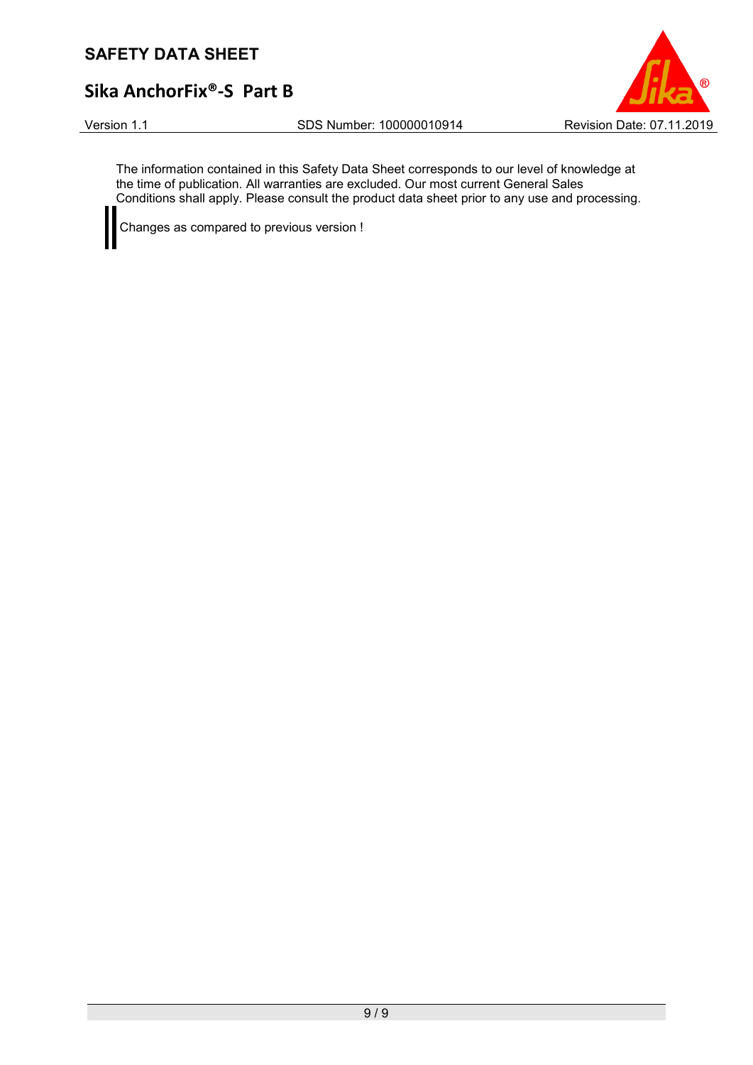The information contained in this Safety Data Sheet corresponds to our level of knowledge at the time of publication. All warranties are excluded. Our most current General Sales Conditions shall apply. Please consult the product data sheet prior to any use and processing.

Changes as compared to previous version !